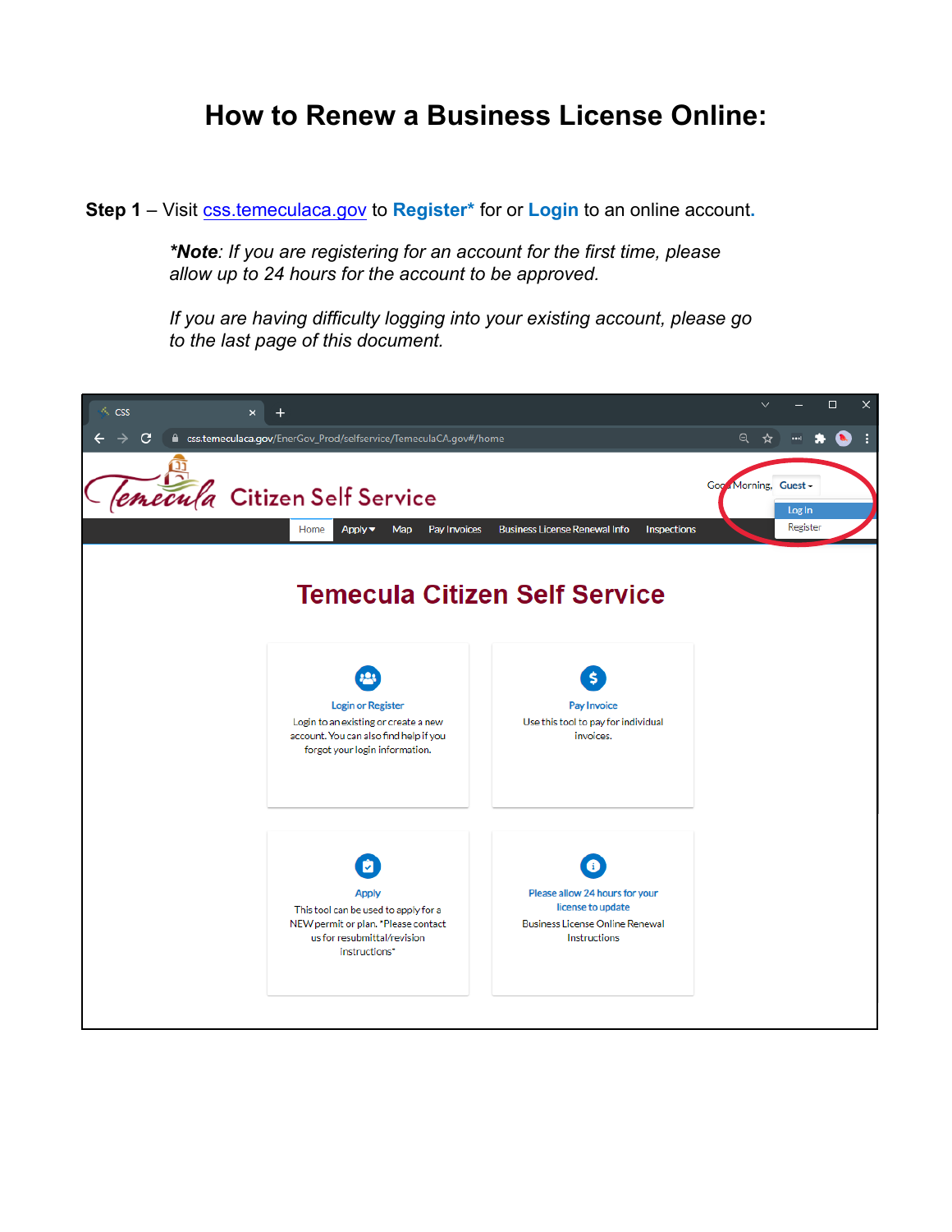# How to Renew a Business License Online:

**Step 1** – Visit css.temeculaca.gov to **Register*** for or **Login** to an online account.

> ***Note**: If you are registering for an account for the first time, please allow up to 24 hours for the account to be approved.*
>
> *If you are having difficulty logging into your existing account, please go to the last page of this document.*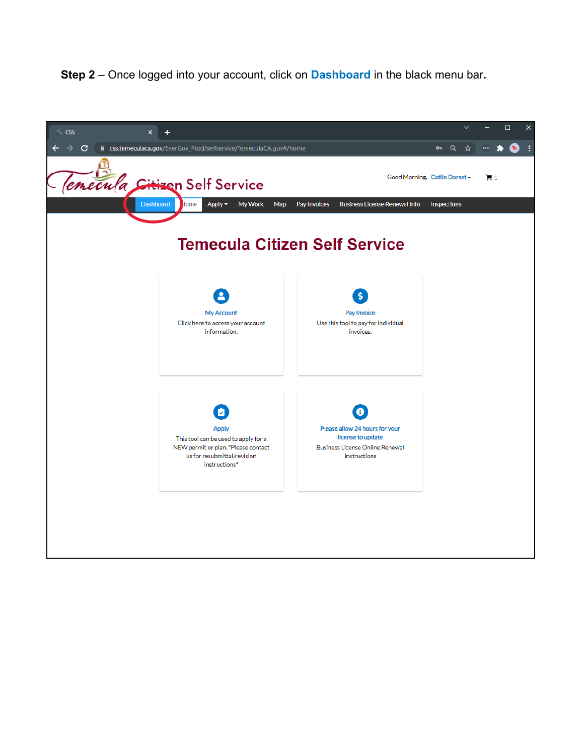**Step 2** – Once logged into your account, click on **Dashboard** in the black menu bar.

css.temeculaca.gov/EnerGov_Prod/selfservice/TemeculaCA.gov#/home

Temecula Citizen Self Service

Good Morning, Catlin Dorset

Dashboard | Home | Apply | My Work | Map | Pay Invoices | Business License Renewal Info | Inspections

# Temecula Citizen Self Service

**My Account**
Click here to access your account information.

**Pay Invoice**
Use this tool to pay for individual invoices.

**Apply**
This tool can be used to apply for a NEW permit or plan. *Please contact us for resubmittal/revision instructions*

**Please allow 24 hours for your license to update**
Business License Online Renewal Instructions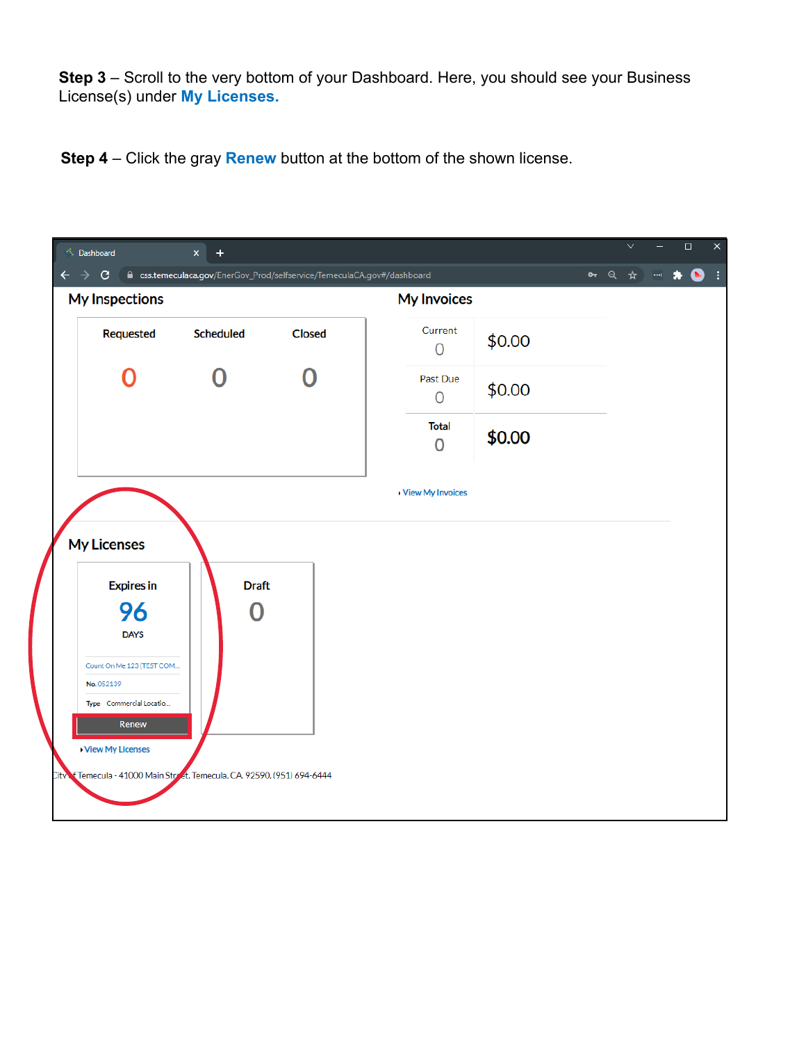**Step 3** – Scroll to the very bottom of your Dashboard. Here, you should see your Business License(s) under **My Licenses.**

**Step 4** – Click the gray **Renew** button at the bottom of the shown license.

Dashboard

css.temeculaca.gov/EnerGov_Prod/selfservice/TemeculaCA.gov#/dashboard

My Inspections

| Requested | Scheduled | Closed |
|---|---|---|
| 0 | 0 | 0 |

My Invoices

| | |
|---|---|
| Current 0 | $0.00 |
| Past Due 0 | $0.00 |
| Total 0 | $0.00 |

View My Invoices

My Licenses

Expires in 96 DAYS

Count On Me 123 (TEST COM...

No. 052139

Type Commercial Locatio...

Renew

Draft 0

View My Licenses

City of Temecula - 41000 Main Street, Temecula, CA 92590, (951) 694-6444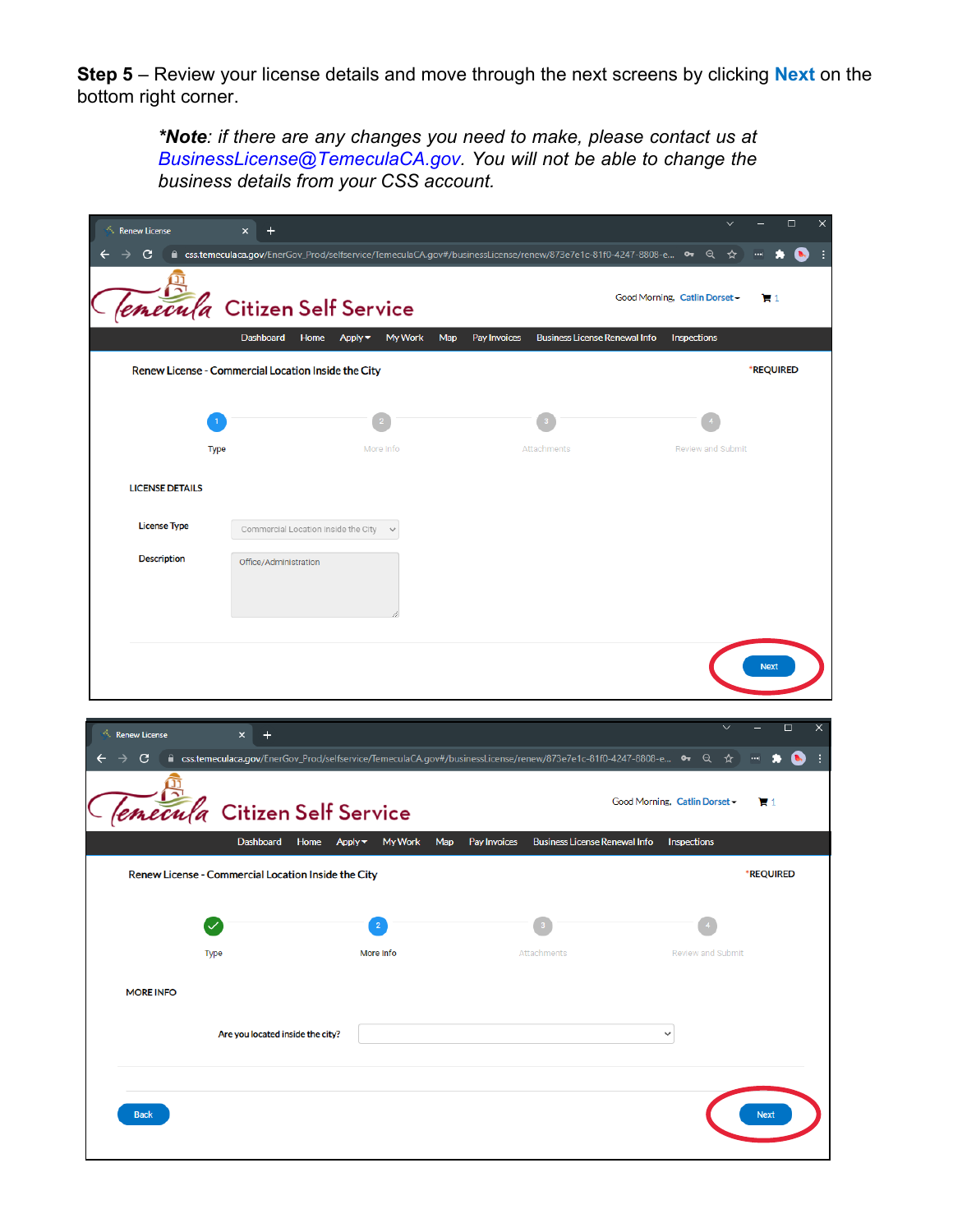**Step 5** – Review your license details and move through the next screens by clicking **Next** on the bottom right corner.

> ***Note**: if there are any changes you need to make, please contact us at BusinessLicense@TemeculaCA.gov. You will not be able to change the business details from your CSS account.*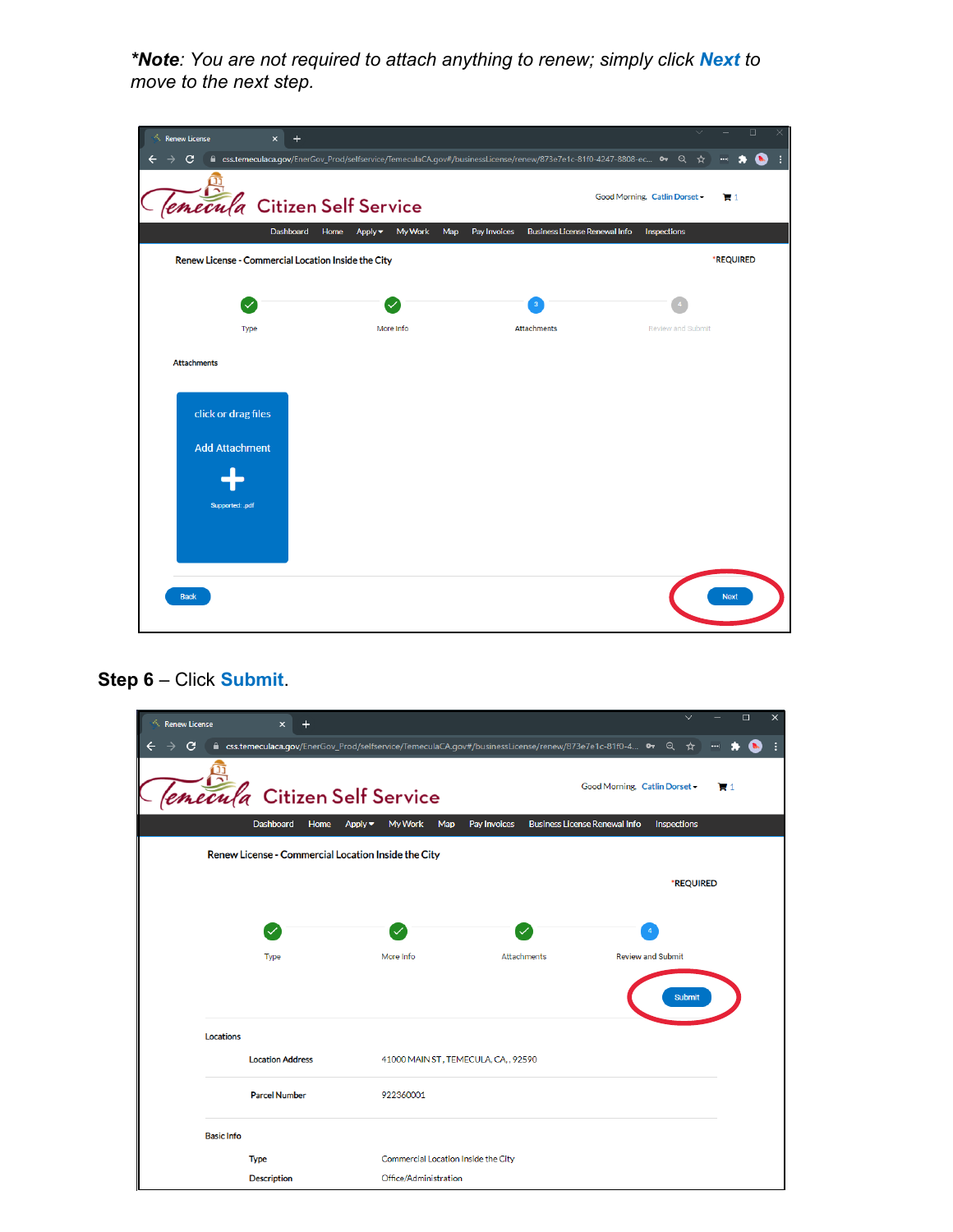***Note**: *You are not required to attach anything to renew; simply click* ***Next*** *to move to the next step.*

**Step 6** – Click **Submit**.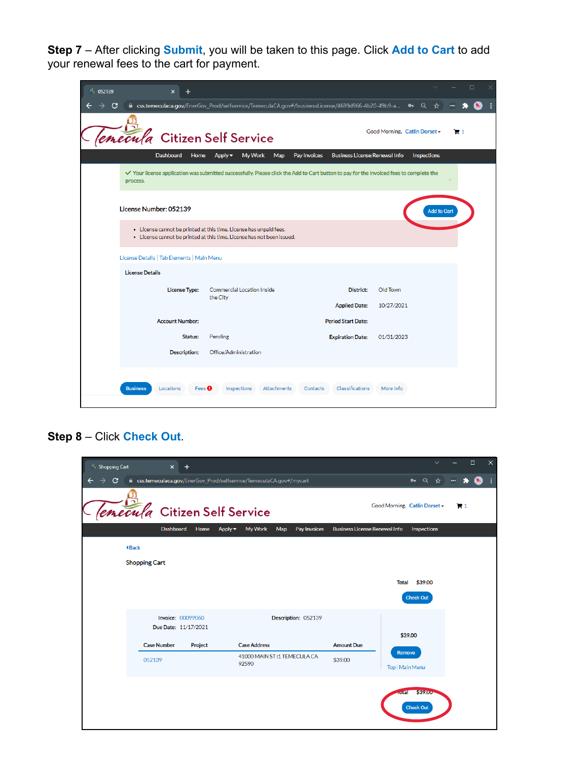**Step 7** – After clicking **Submit**, you will be taken to this page. Click **Add to Cart** to add your renewal fees to the cart for payment.

**Step 8** – Click **Check Out**.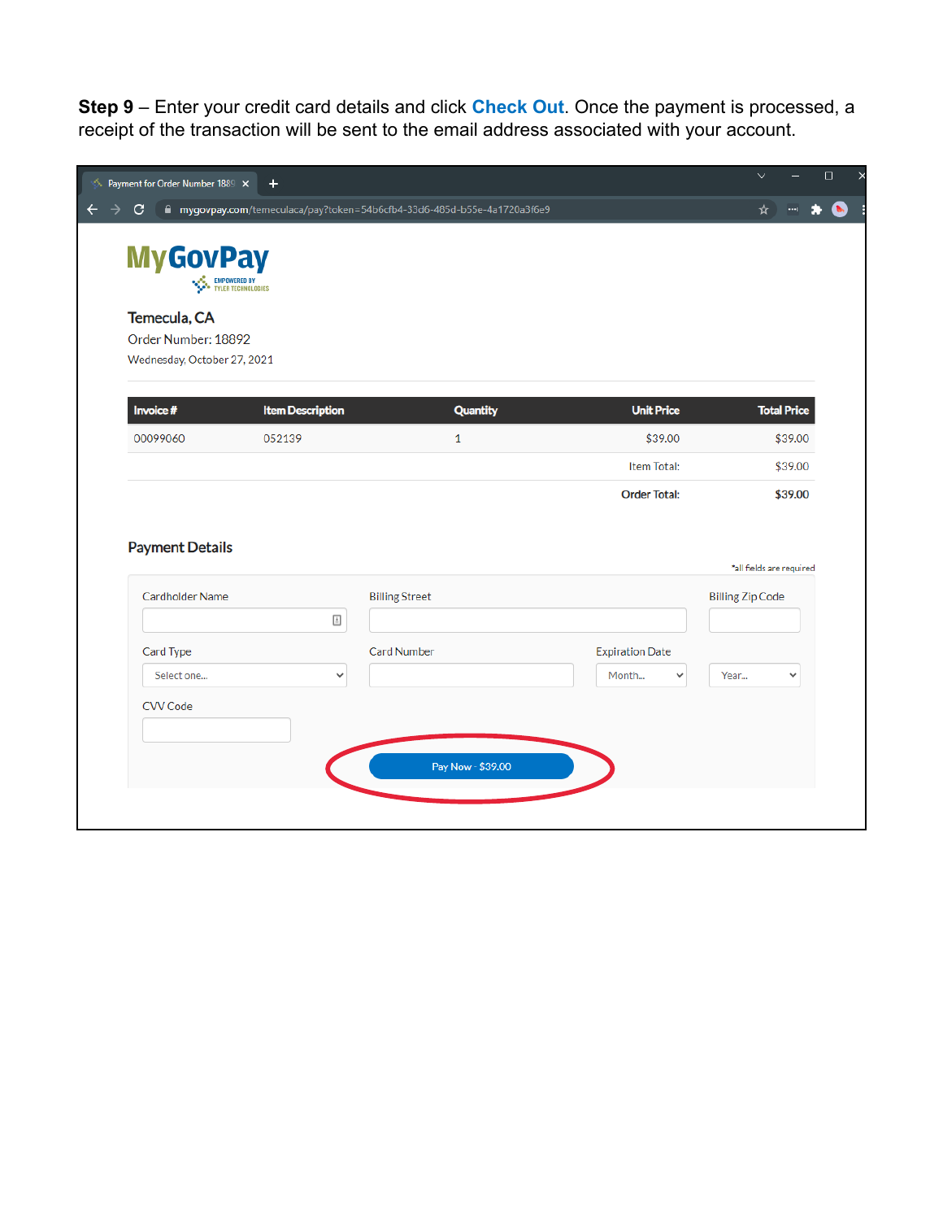**Step 9** – Enter your credit card details and click **Check Out**. Once the payment is processed, a receipt of the transaction will be sent to the email address associated with your account.

Payment for Order Number 1889

mygovpay.com/temeculaca/pay?token=54b6cfb4-33d6-485d-b55e-4a1720a3f6e9

MyGovPay

EMPOWERED BY TYLER TECHNOLOGIES

Temecula, CA

Order Number: 18892

Wednesday, October 27, 2021

| Invoice # | Item Description | Quantity | Unit Price | Total Price |
|---|---|---|---|---|
| 00099060 | 052139 | 1 | $39.00 | $39.00 |
| | | | Item Total: | $39.00 |
| | | | **Order Total:** | **$39.00** |

**Payment Details**

*all fields are required

Cardholder Name

Billing Street

Billing Zip Code

Card Type

Select one...

Card Number

Expiration Date

Month...

Year...

CVV Code

Pay Now - $39.00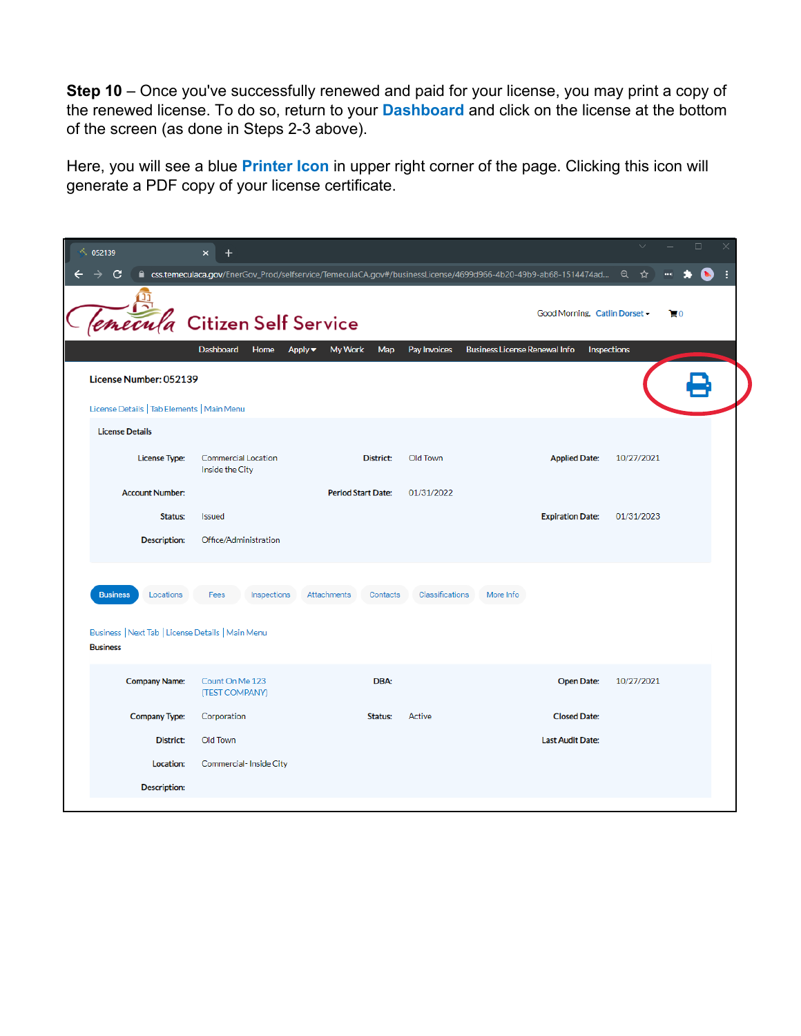**Step 10** – Once you've successfully renewed and paid for your license, you may print a copy of the renewed license. To do so, return to your **Dashboard** and click on the license at the bottom of the screen (as done in Steps 2-3 above).

Here, you will see a blue **Printer Icon** in upper right corner of the page. Clicking this icon will generate a PDF copy of your license certificate.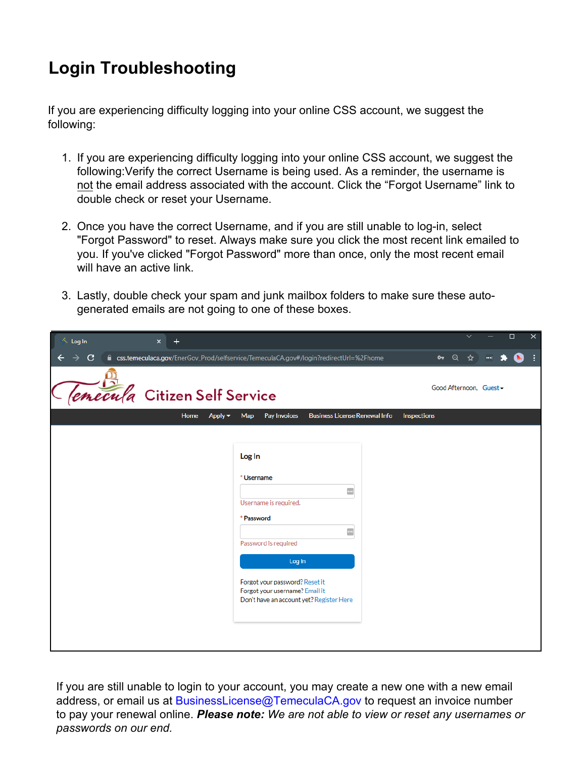# Login Troubleshooting

If you are experiencing difficulty logging into your online CSS account, we suggest the following:

1. If you are experiencing difficulty logging into your online CSS account, we suggest the following:Verify the correct Username is being used. As a reminder, the username is not the email address associated with the account. Click the "Forgot Username" link to double check or reset your Username.

2. Once you have the correct Username, and if you are still unable to log-in, select "Forgot Password" to reset. Always make sure you click the most recent link emailed to you. If you've clicked "Forgot Password" more than once, only the most recent email will have an active link.

3. Lastly, double check your spam and junk mailbox folders to make sure these auto-generated emails are not going to one of these boxes.

Log In

css.temeculaca.gov/EnerGov_Prod/selfservice/TemeculaCA.gov#/login?redirectUrl=%2Fhome

Temecula Citizen Self Service

Good Afternoon, Guest

Home Apply Map Pay Invoices Business License Renewal Info Inspections

Log In

* Username

Username is required.

* Password

Password is required

Log In

Forgot your password? Reset it

Forgot your username? Email it

Don't have an account yet? Register Here

If you are still unable to login to your account, you may create a new one with a new email address, or email us at BusinessLicense@TemeculaCA.gov to request an invoice number to pay your renewal online. ***Please note:*** *We are not able to view or reset any usernames or passwords on our end.*